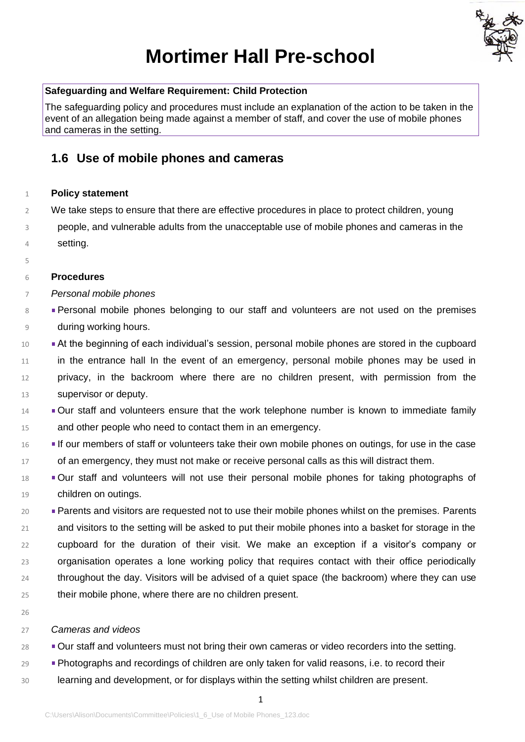# Mortimer Hall Pre-school

**Safeguarding and Welfare Requirement: Child Protection**

The safeguarding policy and procedures must include an explanation of the action to be taken in the event of an allegation being made against a member of staff, and cover the use of mobile phones and cameras in the setting.

## 1.6 Use of mobile phones and cameras

**Policy statement**

We take steps to ensure that there are effective procedures in place to protect children, young people, and vulnerable adults from the unacceptable use of mobile phones and cameras in the setting.

**Procedures**

*Personal mobile phones*

- Personal mobile phones belonging to our staff and volunteers are not used on the premises during working hours.
- At the beginning of each individual's session, personal mobile phones are stored in the cupboard in the entrance hall In the event of an emergency, personal mobile phones may be used in privacy, in the backroom where there are no children present, with permission from the supervisor or deputy.
- Our staff and volunteers ensure that the work telephone number is known to immediate family and other people who need to contact them in an emergency.
- If our members of staff or volunteers take their own mobile phones on outings, for use in the case of an emergency, they must not make or receive personal calls as this will distract them.
- Our staff and volunteers will not use their personal mobile phones for taking photographs of children on outings.
- Parents and visitors are requested not to use their mobile phones whilst on the premises. Parents and visitors to the setting will be asked to put their mobile phones into a basket for storage in the cupboard for the duration of their visit. We make an exception if a visitor's company or organisation operates a lone working policy that requires contact with their office periodically throughout the day. Visitors will be advised of a quiet space (the backroom) where they can use their mobile phone, where there are no children present.

*Cameras and videos*

- Our staff and volunteers must not bring their own cameras or video recorders into the setting.
- Photographs and recordings of children are only taken for valid reasons, i.e. to record their learning and development, or for displays within the setting whilst children are present.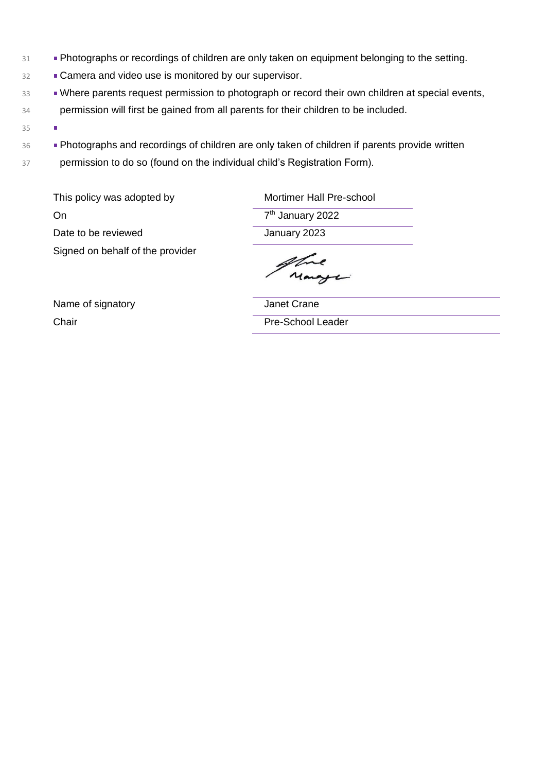- Photographs or recordings of children are only taken on equipment belonging to the setting.
- Camera and video use is monitored by our supervisor.
- Where parents request permission to photograph or record their own children at special events, permission will first be gained from all parents for their children to be included.
- Photographs and recordings of children are only taken of children if parents provide written permission to do so (found on the individual child's Registration Form).

| | |
|---|---|
| This policy was adopted by | Mortimer Hall Pre-school |
| On | 7th January 2022 |
| Date to be reviewed | January 2023 |
| Signed on behalf of the provider | |
| Name of signatory | Janet Crane |
| Chair | Pre-School Leader |